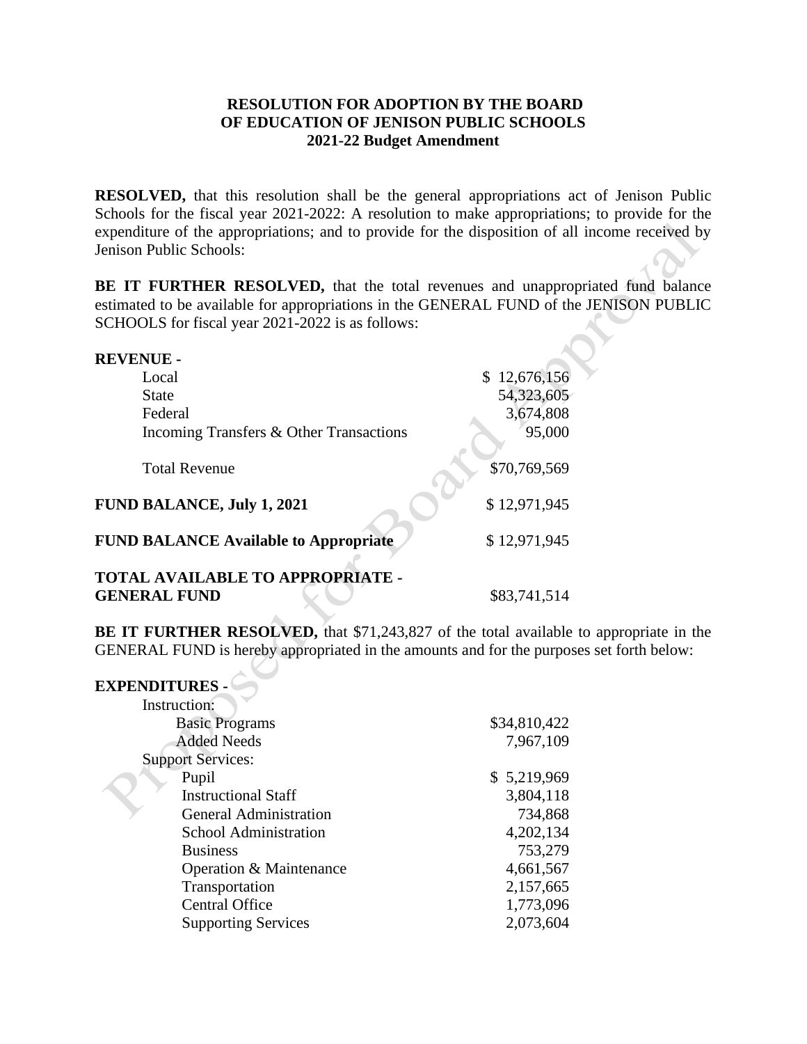**RESOLUTION FOR ADOPTION BY THE BOARD OF EDUCATION OF JENISON PUBLIC SCHOOLS 2021-22 Budget Amendment**

**RESOLVED,** that this resolution shall be the general appropriations act of Jenison Public Schools for the fiscal year 2021-2022: A resolution to make appropriations; to provide for the expenditure of the appropriations; and to provide for the disposition of all income received by Jenison Public Schools:

**BE IT FURTHER RESOLVED,** that the total revenues and unappropriated fund balance estimated to be available for appropriations in the GENERAL FUND of the JENISON PUBLIC SCHOOLS for fiscal year 2021-2022 is as follows:

| | |
|---|---|
| **REVENUE -** | |
| Local | $ 12,676,156 |
| State | 54,323,605 |
| Federal | 3,674,808 |
| Incoming Transfers & Other Transactions | 95,000 |
| Total Revenue | $70,769,569 |
| **FUND BALANCE, July 1, 2021** | $ 12,971,945 |
| **FUND BALANCE Available to Appropriate** | $ 12,971,945 |
| **TOTAL AVAILABLE TO APPROPRIATE - GENERAL FUND** | $83,741,514 |

**BE IT FURTHER RESOLVED,** that $71,243,827 of the total available to appropriate in the GENERAL FUND is hereby appropriated in the amounts and for the purposes set forth below:

| | |
|---|---|
| **EXPENDITURES -** | |
| Instruction: | |
| Basic Programs | $34,810,422 |
| Added Needs | 7,967,109 |
| Support Services: | |
| Pupil | $ 5,219,969 |
| Instructional Staff | 3,804,118 |
| General Administration | 734,868 |
| School Administration | 4,202,134 |
| Business | 753,279 |
| Operation & Maintenance | 4,661,567 |
| Transportation | 2,157,665 |
| Central Office | 1,773,096 |
| Supporting Services | 2,073,604 |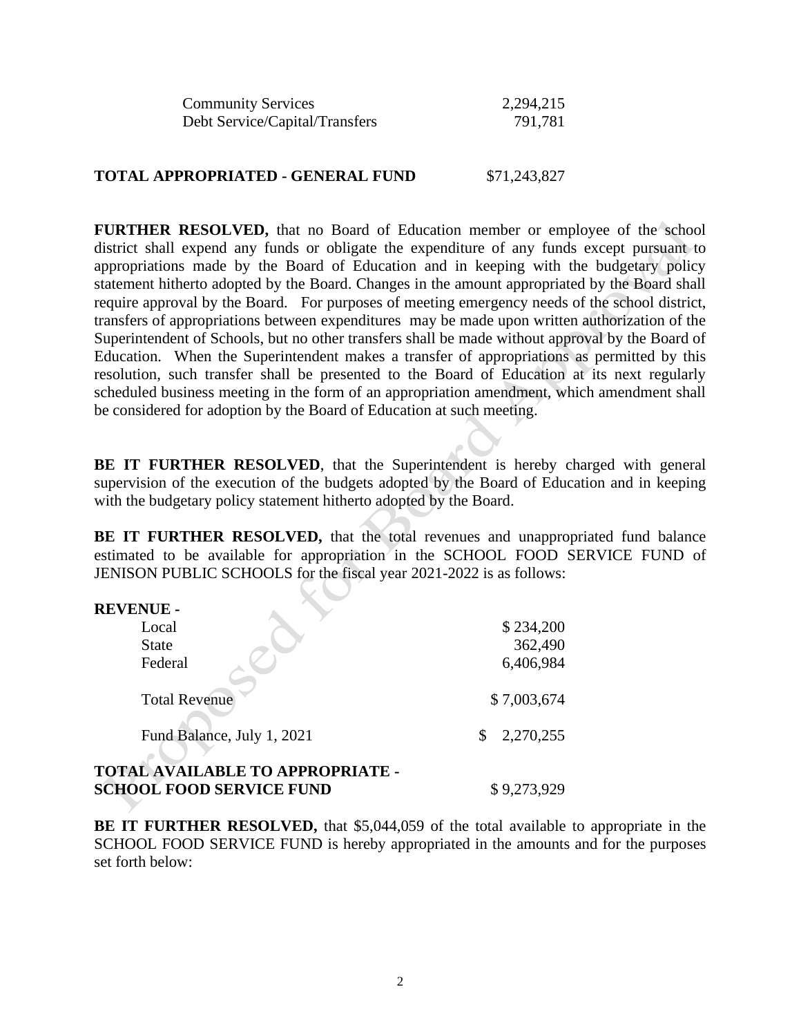| | |
|---|---|
| Community Services | 2,294,215 |
| Debt Service/Capital/Transfers | 791,781 |

| | |
|---|---|
| **TOTAL APPROPRIATED - GENERAL FUND** | $71,243,827 |

**FURTHER RESOLVED,** that no Board of Education member or employee of the school district shall expend any funds or obligate the expenditure of any funds except pursuant to appropriations made by the Board of Education and in keeping with the budgetary policy statement hitherto adopted by the Board. Changes in the amount appropriated by the Board shall require approval by the Board. For purposes of meeting emergency needs of the school district, transfers of appropriations between expenditures may be made upon written authorization of the Superintendent of Schools, but no other transfers shall be made without approval by the Board of Education. When the Superintendent makes a transfer of appropriations as permitted by this resolution, such transfer shall be presented to the Board of Education at its next regularly scheduled business meeting in the form of an appropriation amendment, which amendment shall be considered for adoption by the Board of Education at such meeting.

**BE IT FURTHER RESOLVED**, that the Superintendent is hereby charged with general supervision of the execution of the budgets adopted by the Board of Education and in keeping with the budgetary policy statement hitherto adopted by the Board.

**BE IT FURTHER RESOLVED,** that the total revenues and unappropriated fund balance estimated to be available for appropriation in the SCHOOL FOOD SERVICE FUND of JENISON PUBLIC SCHOOLS for the fiscal year 2021-2022 is as follows:

| **REVENUE -** | |
|---|---|
| Local | $ 234,200 |
| State | 362,490 |
| Federal | 6,406,984 |
| Total Revenue | $ 7,003,674 |
| Fund Balance, July 1, 2021 | $ 2,270,255 |
| **TOTAL AVAILABLE TO APPROPRIATE - SCHOOL FOOD SERVICE FUND** | $ 9,273,929 |

**BE IT FURTHER RESOLVED,** that $5,044,059 of the total available to appropriate in the SCHOOL FOOD SERVICE FUND is hereby appropriated in the amounts and for the purposes set forth below: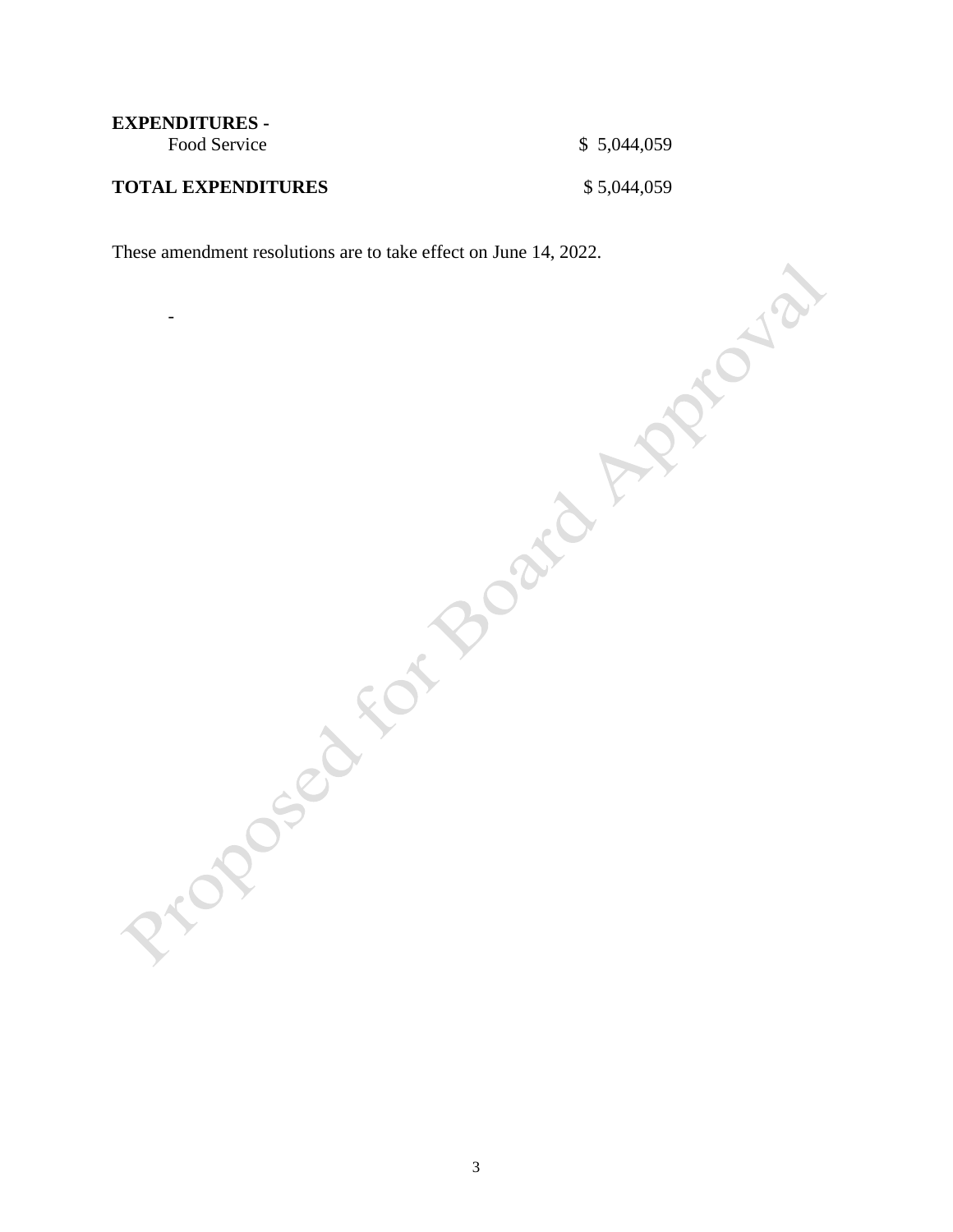| | |
|---|---|
| **EXPENDITURES -** | |
| Food Service | $ 5,044,059 |
| **TOTAL EXPENDITURES** | $ 5,044,059 |

These amendment resolutions are to take effect on June 14, 2022.

-

Proposed for Board Approval